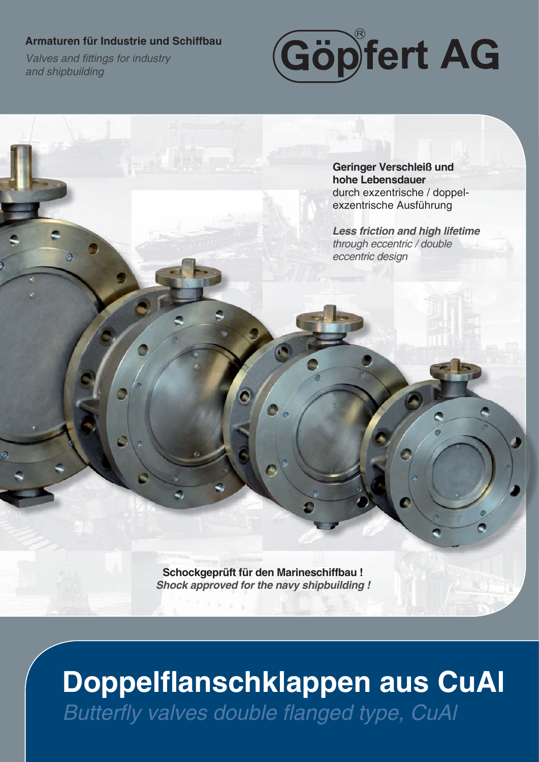**Armaturen für Industrie und Schiffbau**

*Valves and fittings for industry and shipbuilding*

# Göpfert AG

**Geringer Verschleiß und hohe Lebensdauer** durch exzentrische / doppelexzentrische Ausführung

***Less friction and high lifetime*** *through eccentric / double eccentric design*

**Schockgeprüft für den Marineschiffbau !**

***Shock approved for the navy shipbuilding !***

# Doppelflanschklappen aus CuAl

*Butterfly valves double flanged type, CuAl*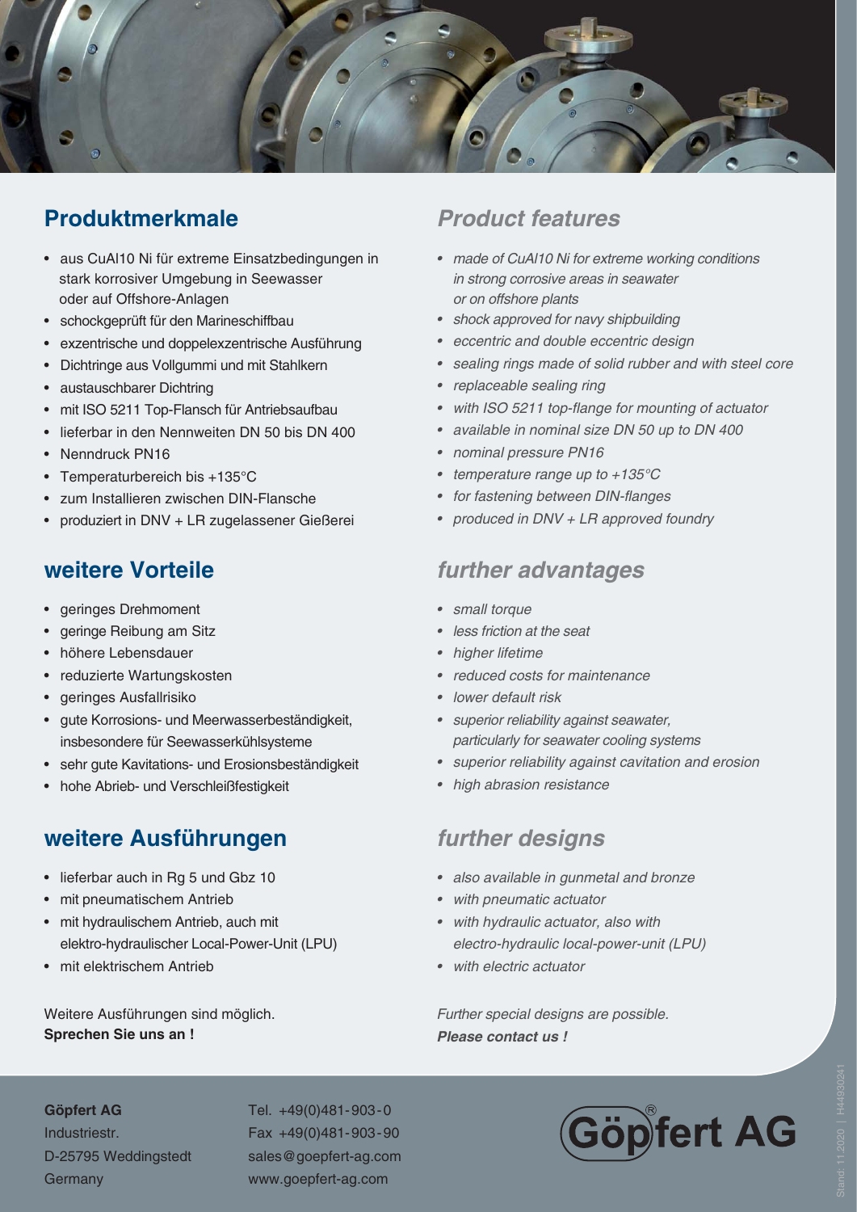## Produktmerkmale

- aus CuAl10 Ni für extreme Einsatzbedingungen in stark korrosiver Umgebung in Seewasser oder auf Offshore-Anlagen
- schockgeprüft für den Marineschiffbau
- exzentrische und doppelexzentrische Ausführung
- Dichtringe aus Vollgummi und mit Stahlkern
- austauschbarer Dichtring
- mit ISO 5211 Top-Flansch für Antriebsaufbau
- lieferbar in den Nennweiten DN 50 bis DN 400
- Nenndruck PN16
- Temperaturbereich bis +135°C
- zum Installieren zwischen DIN-Flansche
- produziert in DNV + LR zugelassener Gießerei

## weitere Vorteile

- geringes Drehmoment
- geringe Reibung am Sitz
- höhere Lebensdauer
- reduzierte Wartungskosten
- geringes Ausfallrisiko
- gute Korrosions- und Meerwasserbeständigkeit, insbesondere für Seewasserkühlsysteme
- sehr gute Kavitations- und Erosionsbeständigkeit
- hohe Abrieb- und Verschleißfestigkeit

## weitere Ausführungen

- lieferbar auch in Rg 5 und Gbz 10
- mit pneumatischem Antrieb
- mit hydraulischem Antrieb, auch mit elektro-hydraulischer Local-Power-Unit (LPU)
- mit elektrischem Antrieb

Weitere Ausführungen sind möglich.
**Sprechen Sie uns an !**

## *Product features*

- *made of CuAl10 Ni for extreme working conditions in strong corrosive areas in seawater or on offshore plants*
- *shock approved for navy shipbuilding*
- *eccentric and double eccentric design*
- *sealing rings made of solid rubber and with steel core*
- *replaceable sealing ring*
- *with ISO 5211 top-flange for mounting of actuator*
- *available in nominal size DN 50 up to DN 400*
- *nominal pressure PN16*
- *temperature range up to +135°C*
- *for fastening between DIN-flanges*
- *produced in DNV + LR approved foundry*

## *further advantages*

- *small torque*
- *less friction at the seat*
- *higher lifetime*
- *reduced costs for maintenance*
- *lower default risk*
- *superior reliability against seawater, particularly for seawater cooling systems*
- *superior reliability against cavitation and erosion*
- *high abrasion resistance*

## *further designs*

- *also available in gunmetal and bronze*
- *with pneumatic actuator*
- *with hydraulic actuator, also with electro-hydraulic local-power-unit (LPU)*
- *with electric actuator*

*Further special designs are possible.*
***Please contact us !***

**Göpfert AG**
Industriestr.
D-25795 Weddingstedt
Germany

Tel. +49(0)481-903-0
Fax +49(0)481-903-90
sales@goepfert-ag.com
www.goepfert-ag.com

Göpfert® AG

Stand: 11.2020 | H44930241